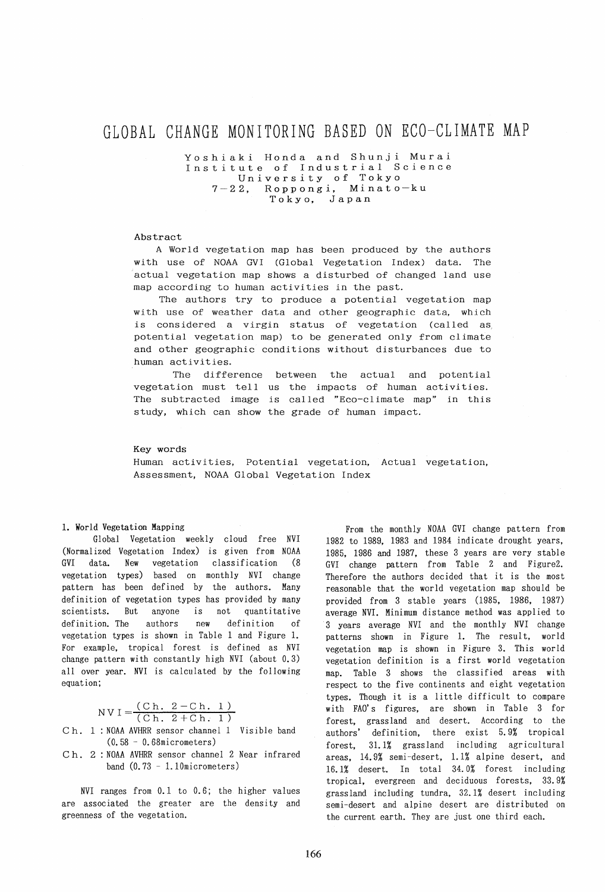# GLOBAL CHANGE MONITORING BASED ON ECO-CLIMATE MAP

Yoshiaki Honda and Shunji Murai
Institute of Industrial Science
University of Tokyo
7-22, Roppongi, Minato-ku
Tokyo, Japan

## Abstract

A World vegetation map has been produced by the authors with use of NOAA GVI (Global Vegetation Index) data. The actual vegetation map shows a disturbed of changed land use map according to human activities in the past.

The authors try to produce a potential vegetation map with use of weather data and other geographic data, which is considered a virgin status of vegetation (called as potential vegetation map) to be generated only from climate and other geographic conditions without disturbances due to human activities.

The difference between the actual and potential vegetation must tell us the impacts of human activities. The subtracted image is called "Eco-climate map" in this study, which can show the grade of human impact.

## Key words

Human activities, Potential vegetation, Actual vegetation, Assessment, NOAA Global Vegetation Index

## 1. World Vegetation Mapping

Global Vegetation weekly cloud free NVI (Normalized Vegetation Index) is given from NOAA GVI data. New vegetation classification (8 vegetation types) based on monthly NVI change pattern has been defined by the authors. Many definition of vegetation types has provided by many scientists. But anyone is not quantitative definition. The authors new definition of vegetation types is shown in Table 1 and Figure 1. For example, tropical forest is defined as NVI change pattern with constantly high NVI (about 0.3) all over year. NVI is calculated by the following equation;

$$NVI = \frac{(Ch.\ 2 - Ch.\ 1)}{(Ch.\ 2 + Ch.\ 1)}$$

Ch. 1 : NOAA AVHRR sensor channel 1 Visible band (0.58 - 0.68micrometers)

Ch. 2 : NOAA AVHRR sensor channel 2 Near infrared band (0.73 - 1.10micrometers)

NVI ranges from 0.1 to 0.6; the higher values are associated the greater are the density and greenness of the vegetation.

From the monthly NOAA GVI change pattern from 1982 to 1989, 1983 and 1984 indicate drought years, 1985, 1986 and 1987, these 3 years are very stable GVI change pattern from Table 2 and Figure2. Therefore the authors decided that it is the most reasonable that the world vegetation map should be provided from 3 stable years (1985, 1986, 1987) average NVI. Minimum distance method was applied to 3 years average NVI and the monthly NVI change patterns shown in Figure 1. The result, world vegetation map is shown in Figure 3. This world vegetation definition is a first world vegetation map. Table 3 shows the classified areas with respect to the five continents and eight vegetation types. Though it is a little difficult to compare with FAO's figures, are shown in Table 3 for forest, grassland and desert. According to the authors' definition, there exist 5.9% tropical forest, 31.1% grassland including agricultural areas, 14.9% semi-desert, 1.1% alpine desert, and 16.1% desert. In total 34.0% forest including tropical, evergreen and deciduous forests, 33.9% grassland including tundra, 32.1% desert including semi-desert and alpine desert are distributed on the current earth. They are just one third each.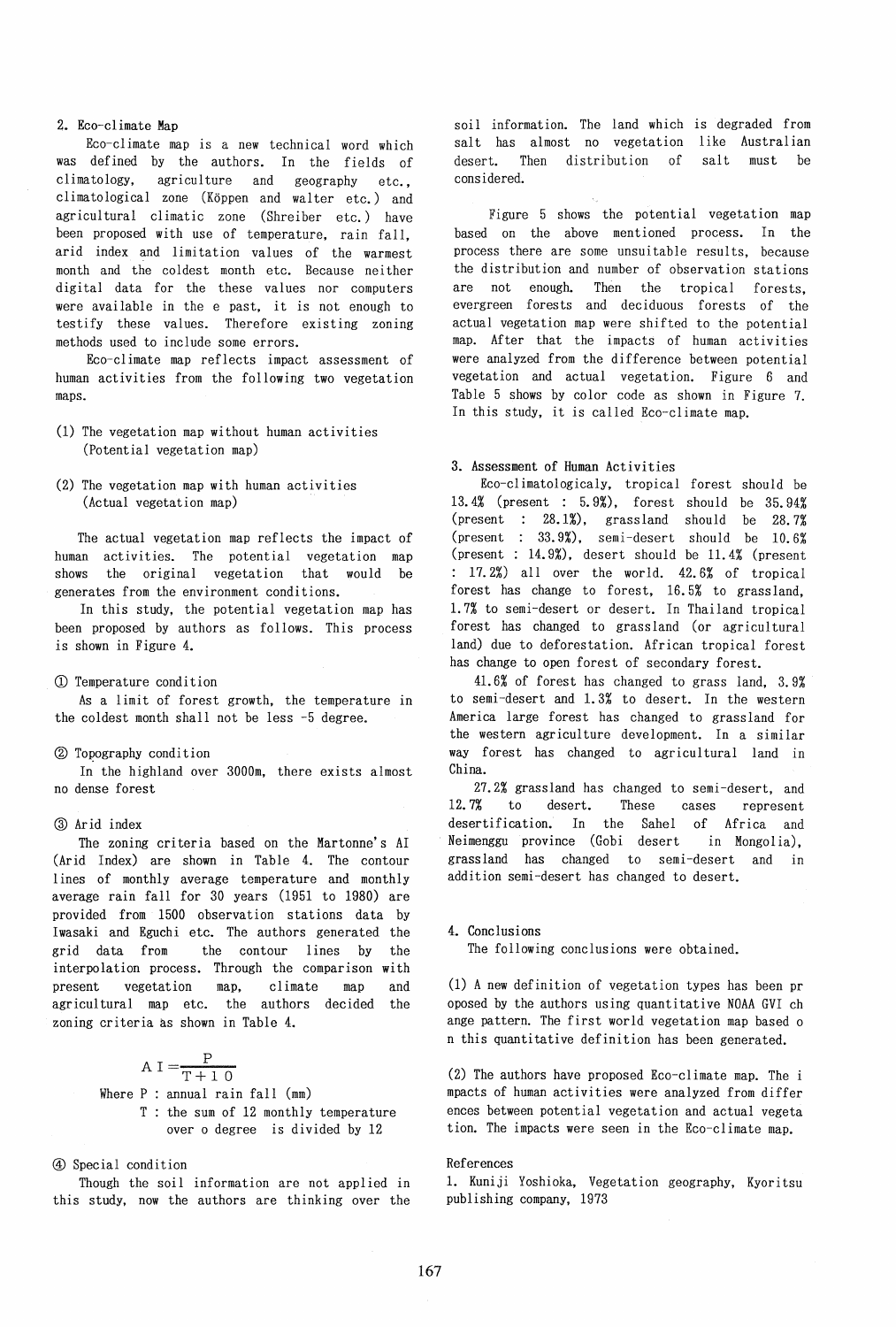## 2. Eco-climate Map

Eco-climate map is a new technical word which was defined by the authors. In the fields of climatology, agriculture and geography etc., climatological zone (Köppen and walter etc.) and agricultural climatic zone (Shreiber etc.) have been proposed with use of temperature, rain fall, arid index and limitation values of the warmest month and the coldest month etc. Because neither digital data for the these values nor computers were available in the e past, it is not enough to testify these values. Therefore existing zoning methods used to include some errors.

Eco-climate map reflects impact assessment of human activities from the following two vegetation maps.

(1) The vegetation map without human activities (Potential vegetation map)

(2) The vegetation map with human activities (Actual vegetation map)

The actual vegetation map reflects the impact of human activities. The potential vegetation map shows the original vegetation that would be generates from the environment conditions.

In this study, the potential vegetation map has been proposed by authors as follows. This process is shown in Figure 4.

① Temperature condition

As a limit of forest growth, the temperature in the coldest month shall not be less -5 degree.

② Topography condition

In the highland over 3000m, there exists almost no dense forest

③ Arid index

The zoning criteria based on the Martonne's AI (Arid Index) are shown in Table 4. The contour lines of monthly average temperature and monthly average rain fall for 30 years (1951 to 1980) are provided from 1500 observation stations data by Iwasaki and Eguchi etc. The authors generated the grid data from the contour lines by the interpolation process. Through the comparison with present vegetation map, climate map and agricultural map etc. the authors decided the zoning criteria as shown in Table 4.

$$AI = \frac{P}{T+10}$$

Where P : annual rain fall (mm)

T : the sum of 12 monthly temperature over o degree is divided by 12

④ Special condition

Though the soil information are not applied in this study, now the authors are thinking over the soil information. The land which is degraded from salt has almost no vegetation like Australian desert. Then distribution of salt must be considered.

Figure 5 shows the potential vegetation map based on the above mentioned process. In the process there are some unsuitable results, because the distribution and number of observation stations are not enough. Then the tropical forests, evergreen forests and deciduous forests of the actual vegetation map were shifted to the potential map. After that the impacts of human activities were analyzed from the difference between potential vegetation and actual vegetation. Figure 6 and Table 5 shows by color code as shown in Figure 7. In this study, it is called Eco-climate map.

## 3. Assessment of Human Activities

Eco-climatologicaly, tropical forest should be 13.4% (present : 5.9%), forest should be 35.94% (present : 28.1%), grassland should be 28.7% (present : 33.9%), semi-desert should be 10.6% (present : 14.9%), desert should be 11.4% (present : 17.2%) all over the world. 42.6% of tropical forest has change to forest, 16.5% to grassland, 1.7% to semi-desert or desert. In Thailand tropical forest has changed to grassland (or agricultural land) due to deforestation. African tropical forest has change to open forest of secondary forest.

41.6% of forest has changed to grass land, 3.9% to semi-desert and 1.3% to desert. In the western America large forest has changed to grassland for the western agriculture development. In a similar way forest has changed to agricultural land in China.

27.2% grassland has changed to semi-desert, and 12.7% to desert. These cases represent desertification. In the Sahel of Africa and Neimenggu province (Gobi desert in Mongolia), grassland has changed to semi-desert and in addition semi-desert has changed to desert.

## 4. Conclusions

The following conclusions were obtained.

(1) A new definition of vegetation types has been proposed by the authors using quantitative NOAA GVI change pattern. The first world vegetation map based on this quantitative definition has been generated.

(2) The authors have proposed Eco-climate map. The impacts of human activities were analyzed from differences between potential vegetation and actual vegetation. The impacts were seen in the Eco-climate map.

## References

1. Kuniji Yoshioka, Vegetation geography, Kyoritsu publishing company, 1973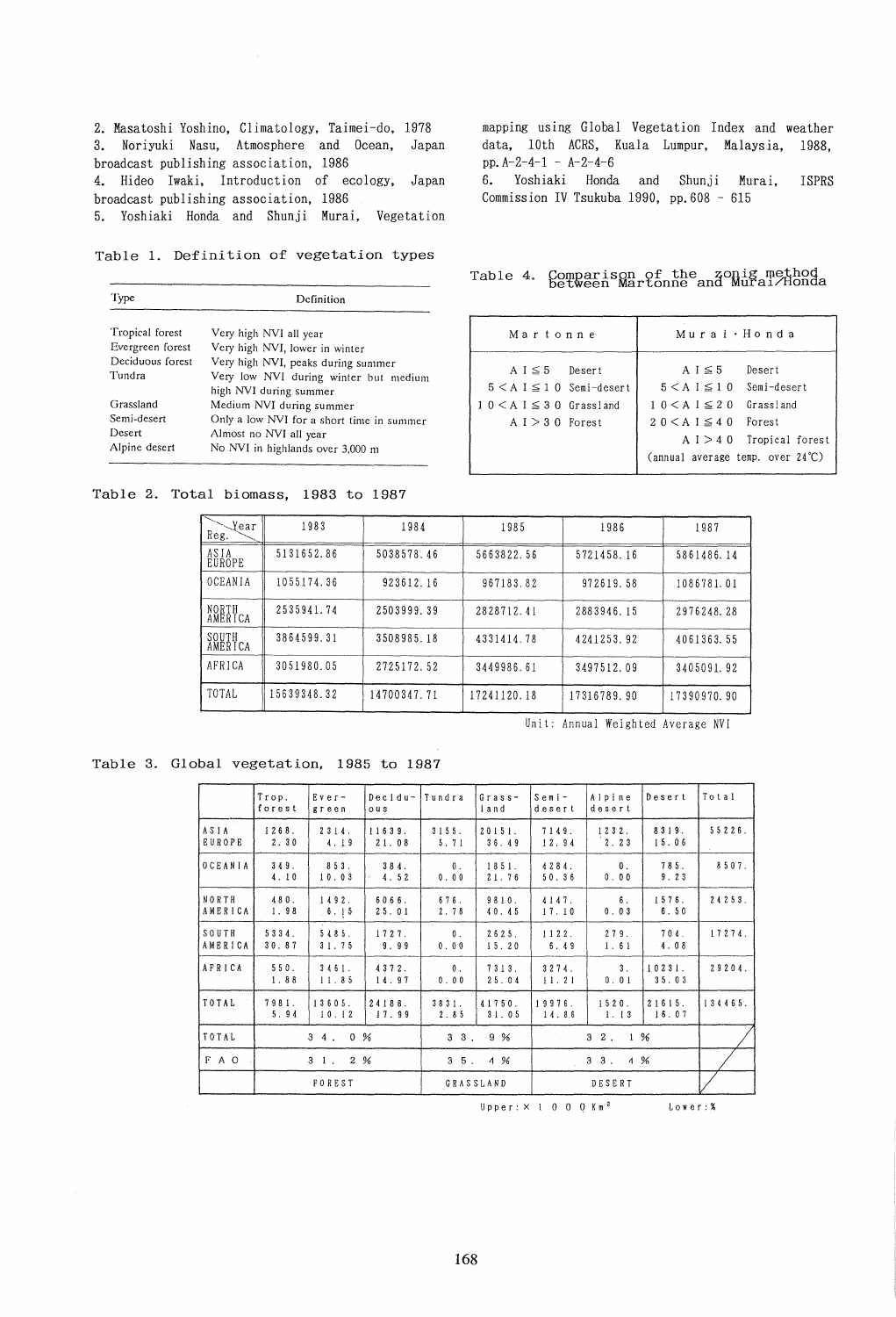2. Masatoshi Yoshino, Climatology, Taimei-do, 1978
3. Noriyuki Nasu, Atmosphere and Ocean, Japan broadcast publishing association, 1986
4. Hideo Iwaki, Introduction of ecology, Japan broadcast publishing association, 1986
5. Yoshiaki Honda and Shunji Murai, Vegetation mapping using Global Vegetation Index and weather data, 10th ACRS, Kuala Lumpur, Malaysia, 1988, pp.A-2-4-1 - A-2-4-6
6. Yoshiaki Honda and Shunji Murai, ISPRS Commission IV Tsukuba 1990, pp.608 - 615

Table 1. Definition of vegetation types

| Type | Definition |
|---|---|
| Tropical forest | Very high NVI all year |
| Evergreen forest | Very high NVI, lower in winter |
| Deciduous forest | Very high NVI, peaks during summer |
| Tundra | Very low NVI during winter but medium high NVI during summer |
| Grassland | Medium NVI during summer |
| Semi-desert | Only a low NVI for a short time in summer |
| Desert | Almost no NVI all year |
| Alpine desert | No NVI in highlands over 3,000 m |

Table 4. Comparison of the zonig method between Martonne and Murai/Honda

| Martonne | Murai・Honda |
|---|---|
| AI≦5 Desert | AI≦5 Desert |
| 5<AI≦10 Semi-desert | 5<AI≦10 Semi-desert |
| 10<AI≦30 Grassland | 10<AI≦20 Grassland |
| AI>30 Forest | 20<AI≦40 Forest |
| | AI>40 Tropical forest (annual average temp. over 24℃) |

Table 2. Total biomass, 1983 to 1987

| Reg. \ Year | 1983 | 1984 | 1985 | 1986 | 1987 |
|---|---|---|---|---|---|
| ASIA EUROPE | 5131652.86 | 5038578.46 | 5663822.56 | 5721458.16 | 5861486.14 |
| OCEANIA | 1055174.36 | 923612.16 | 967183.82 | 972619.58 | 1086781.01 |
| NORTH AMERICA | 2535941.74 | 2503999.39 | 2828712.41 | 2883946.15 | 2976248.28 |
| SOUTH AMERICA | 3864599.31 | 3508985.18 | 4331414.78 | 4241253.92 | 4061363.55 |
| AFRICA | 3051980.05 | 2725172.52 | 3449986.61 | 3497512.09 | 3405091.92 |
| TOTAL | 15639348.32 | 14700347.71 | 17241120.18 | 17316789.90 | 17390970.90 |

Unit: Annual Weighted Average NVI

Table 3. Global vegetation, 1985 to 1987

| | Trop. forest | Ever-green | Decidu-ous | Tundra | Grass-land | Semi-desert | Alpine desert | Desert | Total |
|---|---|---|---|---|---|---|---|---|---|
| ASIA EUROPE | 1268.<br>2.30 | 2314.<br>4.19 | 11639.<br>21.08 | 3155.<br>5.71 | 20151.<br>36.49 | 7149.<br>12.94 | 1232.<br>2.23 | 8319.<br>15.06 | 55226. |
| OCEANIA | 349.<br>4.10 | 853.<br>10.03 | 384.<br>4.52 | 0.<br>0.00 | 1851.<br>21.76 | 4284.<br>50.36 | 0.<br>0.00 | 785.<br>9.23 | 8507. |
| NORTH AMERICA | 480.<br>1.98 | 1492.<br>6.15 | 6066.<br>25.01 | 676.<br>2.78 | 9810.<br>40.45 | 4147.<br>17.10 | 6.<br>0.03 | 1576.<br>6.50 | 24253. |
| SOUTH AMERICA | 5334.<br>30.87 | 5485.<br>31.75 | 1727.<br>9.99 | 0.<br>0.00 | 2625.<br>15.20 | 1122.<br>6.49 | 279.<br>1.61 | 704.<br>4.08 | 17274. |
| AFRICA | 550.<br>1.88 | 3461.<br>11.85 | 4372.<br>14.97 | 0.<br>0.00 | 7313.<br>25.04 | 3274.<br>11.21 | 3.<br>0.01 | 10231.<br>35.03 | 29204. |
| TOTAL | 7981.<br>5.94 | 13605.<br>10.12 | 24188.<br>17.99 | 3831.<br>2.85 | 41750.<br>31.05 | 19976.<br>14.86 | 1520.<br>1.13 | 21615.<br>16.07 | 134465. |
| TOTAL | 34.0% | | | 33.9% | | 32.1% | | | |
| FAO | 31.2% | | | 35.4% | | 33.4% | | | |
| | FOREST | | | GRASSLAND | | DESERT | | | |

Upper: ×1000 Km² Lower: %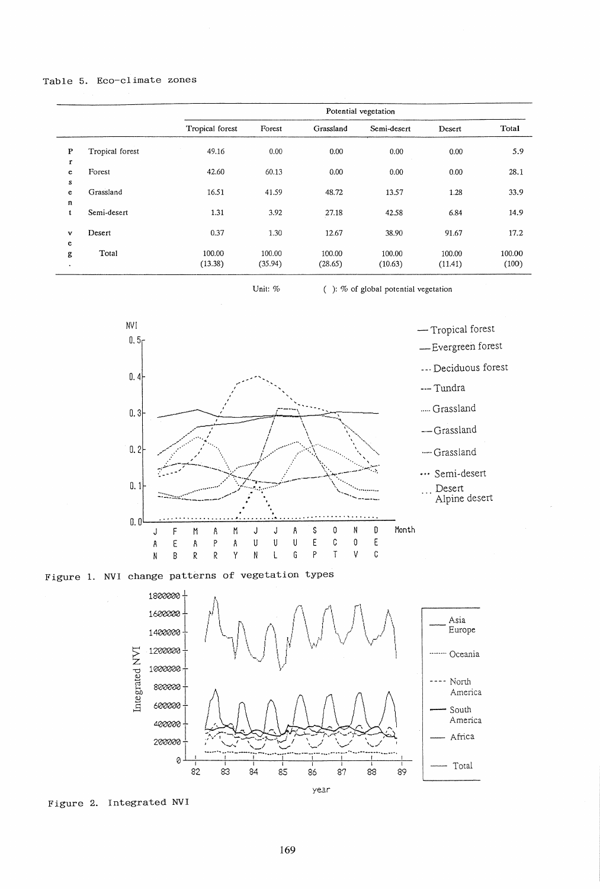Table 5. Eco-climate zones

| | | Potential vegetation | | | | | |
|---|---|---|---|---|---|---|---|
| | | Tropical forest | Forest | Grassland | Semi-desert | Desert | Total |
| Present veg. | Tropical forest | 49.16 | 0.00 | 0.00 | 0.00 | 0.00 | 5.9 |
| | Forest | 42.60 | 60.13 | 0.00 | 0.00 | 0.00 | 28.1 |
| | Grassland | 16.51 | 41.59 | 48.72 | 13.57 | 1.28 | 33.9 |
| | Semi-desert | 1.31 | 3.92 | 27.18 | 42.58 | 6.84 | 14.9 |
| | Desert | 0.37 | 1.30 | 12.67 | 38.90 | 91.67 | 17.2 |
| | Total | 100.00 (13.38) | 100.00 (35.94) | 100.00 (28.65) | 100.00 (10.63) | 100.00 (11.41) | 100.00 (100) |

Unit: %  ( ): % of global potential vegetation

Figure 1. NVI change patterns of vegetation types

Figure 2. Integrated NVI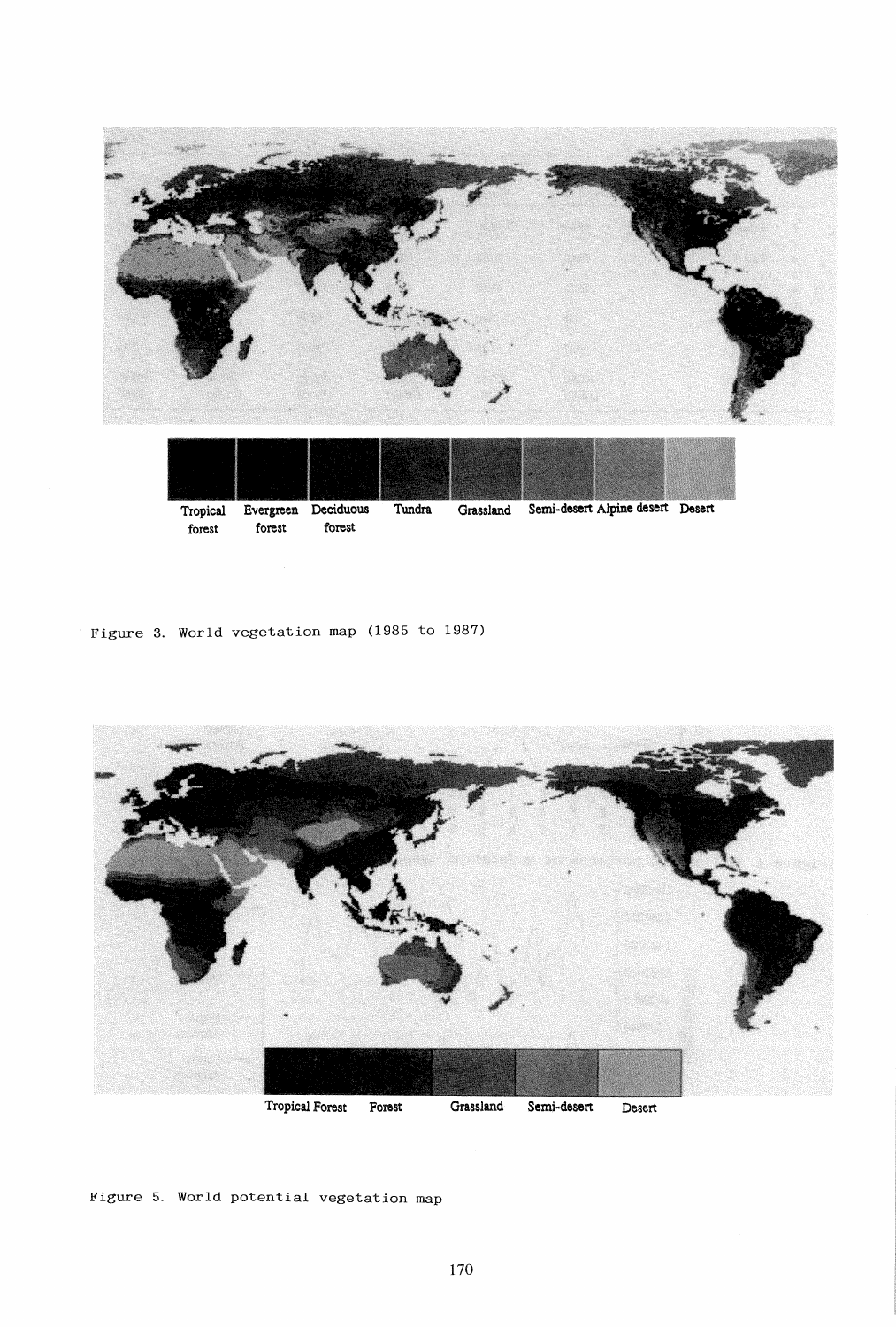Tropical forest | Evergreen forest | Deciduous forest | Tundra | Grassland | Semi-desert | Alpine desert | Desert

Figure 3. World vegetation map (1985 to 1987)

Tropical Forest | Forest | Grassland | Semi-desert | Desert

Figure 5. World potential vegetation map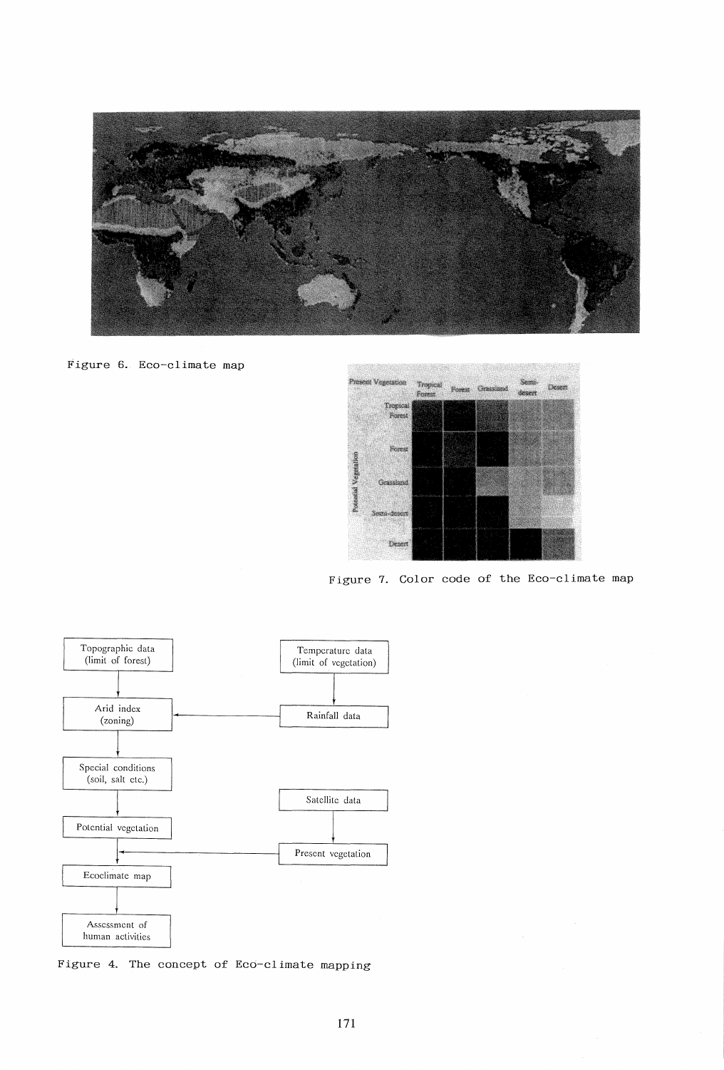Figure 6. Eco-climate map

Present Vegetation
Tropical Forest
Forest
Grassland
Semi-desert
Desert

Potential Vegetation
Tropical Forest
Forest
Grassland
Semi-desert
Desert

Figure 7. Color code of the Eco-climate map

Topographic data (limit of forest)

Temperature data (limit of vegetation)

Arid index (zoning)

Rainfall data

Special conditions (soil, salt etc.)

Satellite data

Potential vegetation

Present vegetation

Ecoclimate map

Assessment of human activities

Figure 4. The concept of Eco-climate mapping